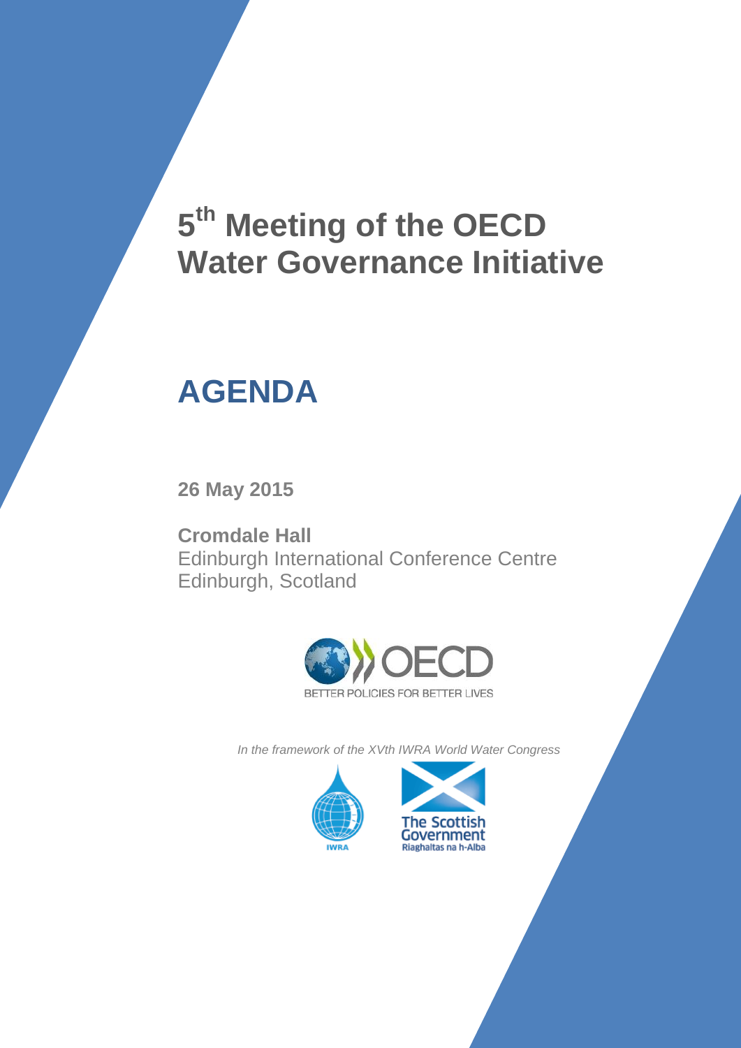# 5th Meeting of the OECD Water Governance Initiative

# AGENDA

**26 May 2015**

**Cromdale Hall**
Edinburgh International Conference Centre
Edinburgh, Scotland

OECD
BETTER POLICIES FOR BETTER LIVES

*In the framework of the XVth IWRA World Water Congress*

IWRA

The Scottish Government
Riaghaltas na h-Alba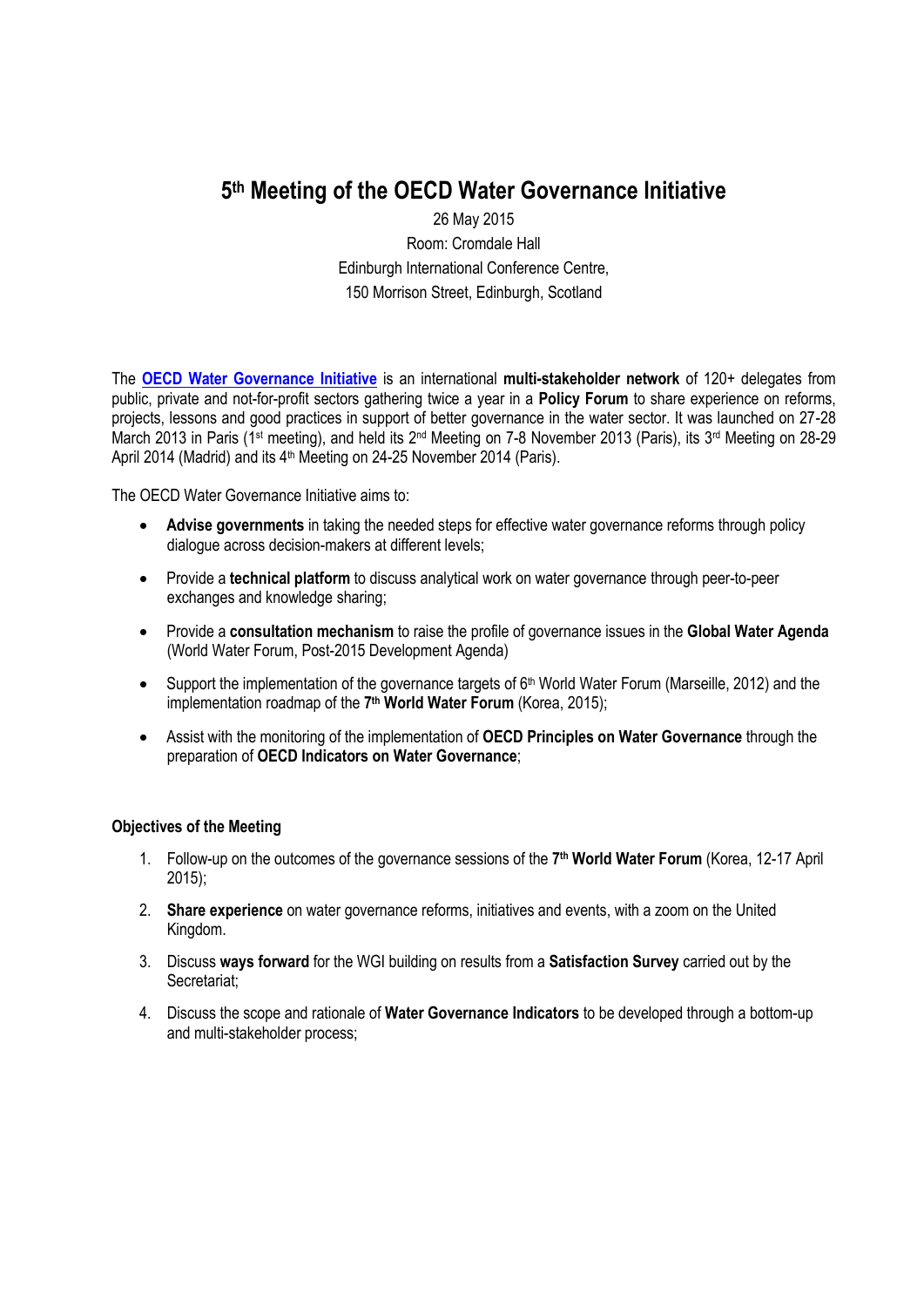# 5th Meeting of the OECD Water Governance Initiative

26 May 2015

Room: Cromdale Hall

Edinburgh International Conference Centre,

150 Morrison Street, Edinburgh, Scotland

The **OECD Water Governance Initiative** is an international **multi-stakeholder network** of 120+ delegates from public, private and not-for-profit sectors gathering twice a year in a **Policy Forum** to share experience on reforms, projects, lessons and good practices in support of better governance in the water sector. It was launched on 27-28 March 2013 in Paris (1st meeting), and held its 2nd Meeting on 7-8 November 2013 (Paris), its 3rd Meeting on 28-29 April 2014 (Madrid) and its 4th Meeting on 24-25 November 2014 (Paris).

The OECD Water Governance Initiative aims to:

- **Advise governments** in taking the needed steps for effective water governance reforms through policy dialogue across decision-makers at different levels;
- Provide a **technical platform** to discuss analytical work on water governance through peer-to-peer exchanges and knowledge sharing;
- Provide a **consultation mechanism** to raise the profile of governance issues in the **Global Water Agenda** (World Water Forum, Post-2015 Development Agenda)
- Support the implementation of the governance targets of 6th World Water Forum (Marseille, 2012) and the implementation roadmap of the **7th World Water Forum** (Korea, 2015);
- Assist with the monitoring of the implementation of **OECD Principles on Water Governance** through the preparation of **OECD Indicators on Water Governance**;

**Objectives of the Meeting**

1. Follow-up on the outcomes of the governance sessions of the **7th World Water Forum** (Korea, 12-17 April 2015);
2. **Share experience** on water governance reforms, initiatives and events, with a zoom on the United Kingdom.
3. Discuss **ways forward** for the WGI building on results from a **Satisfaction Survey** carried out by the Secretariat;
4. Discuss the scope and rationale of **Water Governance Indicators** to be developed through a bottom-up and multi-stakeholder process;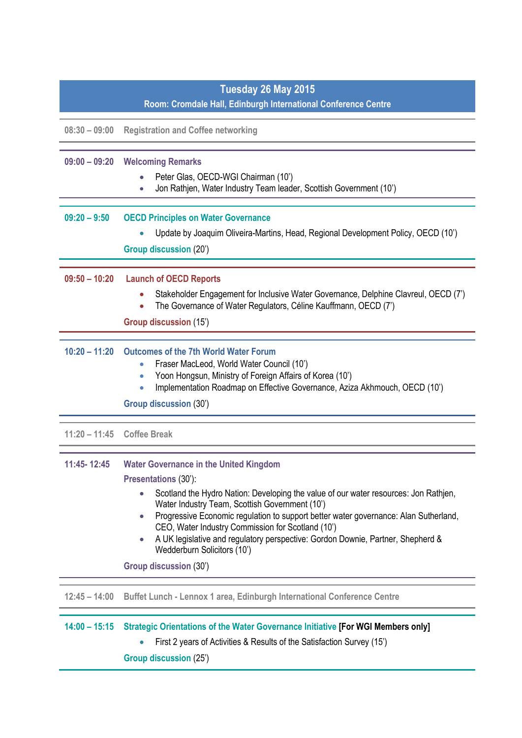## Tuesday 26 May 2015

**Room: Cromdale Hall, Edinburgh International Conference Centre**

**08:30 – 09:00** **Registration and Coffee networking**

**09:00 – 09:20** **Welcoming Remarks**

- Peter Glas, OECD-WGI Chairman (10')
- Jon Rathjen, Water Industry Team leader, Scottish Government (10')

**09:20 – 9:50** **OECD Principles on Water Governance**

- Update by Joaquim Oliveira-Martins, Head, Regional Development Policy, OECD (10')

**Group discussion** (20')

**09:50 – 10:20** **Launch of OECD Reports**

- Stakeholder Engagement for Inclusive Water Governance, Delphine Clavreul, OECD (7')
- The Governance of Water Regulators, Céline Kauffmann, OECD (7')

**Group discussion** (15')

**10:20 – 11:20** **Outcomes of the 7th World Water Forum**

- Fraser MacLeod, World Water Council (10')
- Yoon Hongsun, Ministry of Foreign Affairs of Korea (10')
- Implementation Roadmap on Effective Governance, Aziza Akhmouch, OECD (10')

**Group discussion** (30')

**11:20 – 11:45** **Coffee Break**

**11:45- 12:45** **Water Governance in the United Kingdom**

**Presentations** (30'):

- Scotland the Hydro Nation: Developing the value of our water resources: Jon Rathjen, Water Industry Team, Scottish Government (10')
- Progressive Economic regulation to support better water governance: Alan Sutherland, CEO, Water Industry Commission for Scotland (10')
- A UK legislative and regulatory perspective: Gordon Downie, Partner, Shepherd & Wedderburn Solicitors (10')

**Group discussion** (30')

**12:45 – 14:00** **Buffet Lunch - Lennox 1 area, Edinburgh International Conference Centre**

**14:00 – 15:15** **Strategic Orientations of the Water Governance Initiative [For WGI Members only]**

- First 2 years of Activities & Results of the Satisfaction Survey (15')

**Group discussion** (25')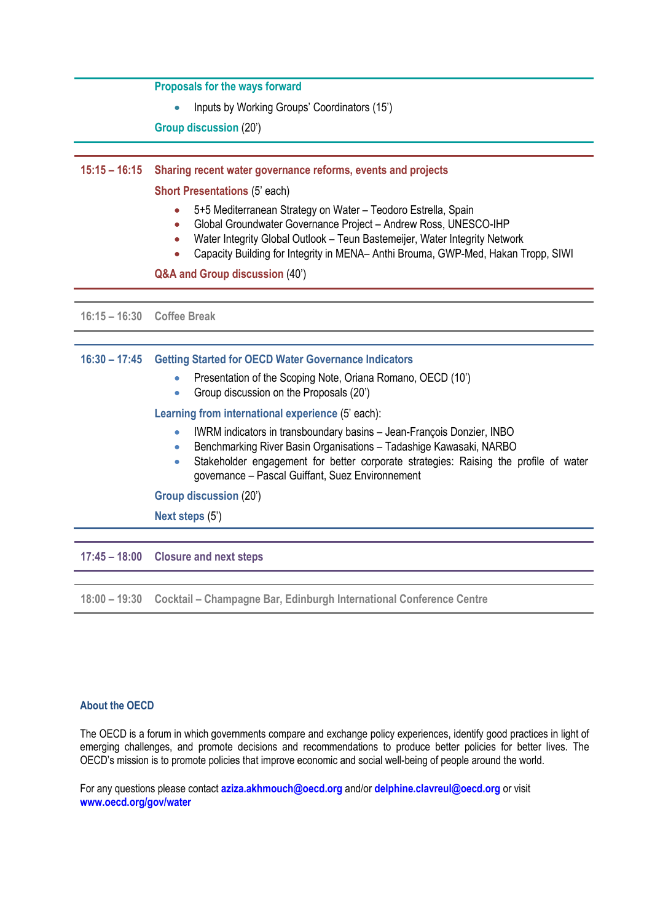**Proposals for the ways forward**

- Inputs by Working Groups' Coordinators (15')

**Group discussion** (20')

**15:15 – 16:15 Sharing recent water governance reforms, events and projects**

**Short Presentations** (5' each)

- 5+5 Mediterranean Strategy on Water – Teodoro Estrella, Spain
- Global Groundwater Governance Project – Andrew Ross, UNESCO-IHP
- Water Integrity Global Outlook – Teun Bastemeijer, Water Integrity Network
- Capacity Building for Integrity in MENA– Anthi Brouma, GWP-Med, Hakan Tropp, SIWI

**Q&A and Group discussion** (40')

**16:15 – 16:30 Coffee Break**

**16:30 – 17:45 Getting Started for OECD Water Governance Indicators**

- Presentation of the Scoping Note, Oriana Romano, OECD (10')
- Group discussion on the Proposals (20')

**Learning from international experience** (5' each):

- IWRM indicators in transboundary basins – Jean-François Donzier, INBO
- Benchmarking River Basin Organisations – Tadashige Kawasaki, NARBO
- Stakeholder engagement for better corporate strategies: Raising the profile of water governance – Pascal Guiffant, Suez Environnement

**Group discussion** (20')

**Next steps** (5')

**17:45 – 18:00 Closure and next steps**

**18:00 – 19:30 Cocktail – Champagne Bar, Edinburgh International Conference Centre**

**About the OECD**

The OECD is a forum in which governments compare and exchange policy experiences, identify good practices in light of emerging challenges, and promote decisions and recommendations to produce better policies for better lives. The OECD's mission is to promote policies that improve economic and social well-being of people around the world.

For any questions please contact **aziza.akhmouch@oecd.org** and/or **delphine.clavreul@oecd.org** or visit **www.oecd.org/gov/water**